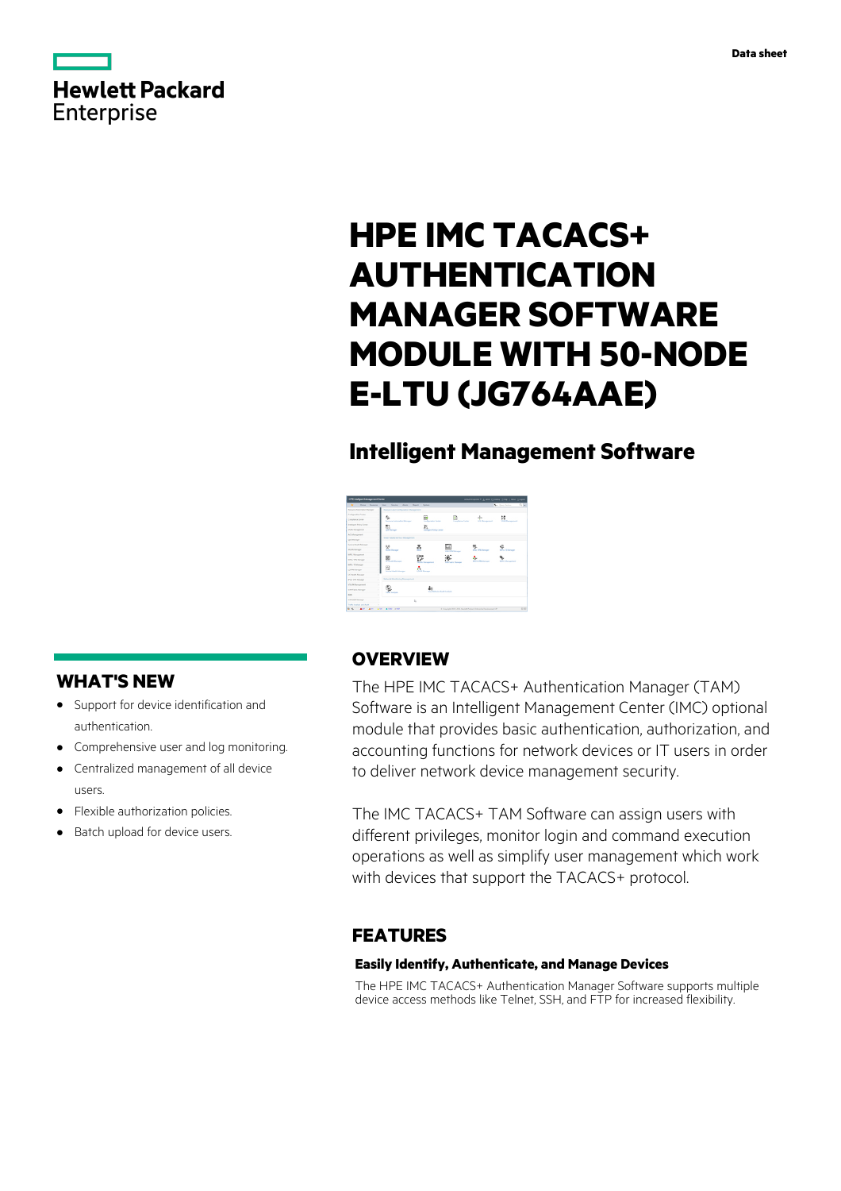Data sheet

# HPE IMC TACACS+ AUTHENTICATION MANAGER SOFTWARE MODULE WITH 50-NODE E-LTU (JG764AAE)

## Intelligent Management Software

## WHAT'S NEW

- Support for device identification and authentication.
- Comprehensive user and log monitoring.
- Centralized management of all device users.
- Flexible authorization policies.
- Batch upload for device users.

## OVERVIEW

The HPE IMC TACACS+ Authentication Manager (TAM) Software is an Intelligent Management Center (IMC) optional module that provides basic authentication, authorization, and accounting functions for network devices or IT users in order to deliver network device management security.

The IMC TACACS+ TAM Software can assign users with different privileges, monitor login and command execution operations as well as simplify user management which work with devices that support the TACACS+ protocol.

## FEATURES

### Easily Identify, Authenticate, and Manage Devices

The HPE IMC TACACS+ Authentication Manager Software supports multiple device access methods like Telnet, SSH, and FTP for increased flexibility.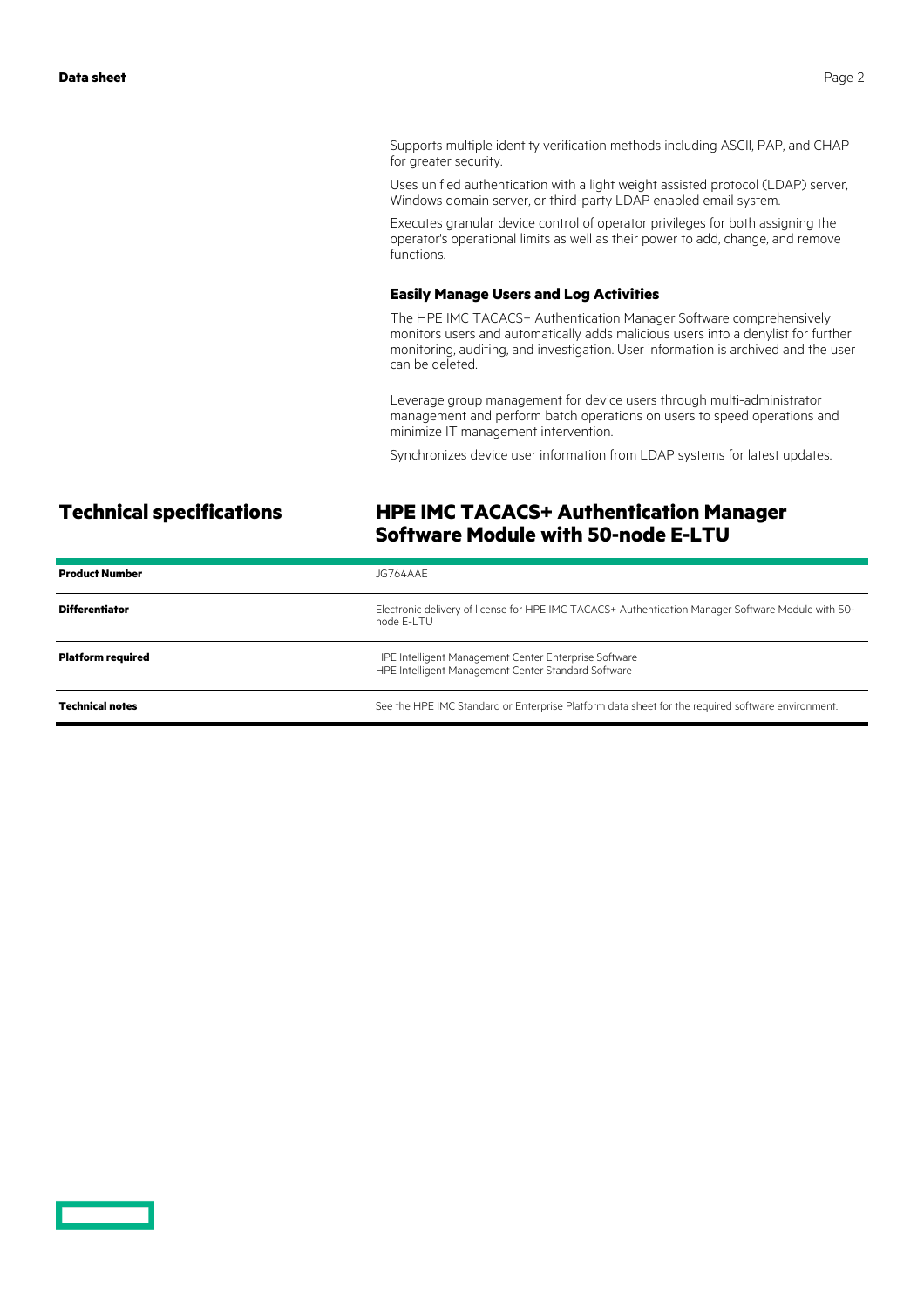Supports multiple identity verification methods including ASCII, PAP, and CHAP for greater security.

Uses unified authentication with a light weight assisted protocol (LDAP) server, Windows domain server, or third-party LDAP enabled email system.

Executes granular device control of operator privileges for both assigning the operator's operational limits as well as their power to add, change, and remove functions.

### Easily Manage Users and Log Activities

The HPE IMC TACACS+ Authentication Manager Software comprehensively monitors users and automatically adds malicious users into a denylist for further monitoring, auditing, and investigation. User information is archived and the user can be deleted.

Leverage group management for device users through multi-administrator management and perform batch operations on users to speed operations and minimize IT management intervention.

Synchronizes device user information from LDAP systems for latest updates.

## Technical specifications

## HPE IMC TACACS+ Authentication Manager Software Module with 50-node E-LTU

| | |
|---|---|
| **Product Number** | JG764AAE |
| **Differentiator** | Electronic delivery of license for HPE IMC TACACS+ Authentication Manager Software Module with 50-node E-LTU |
| **Platform required** | HPE Intelligent Management Center Enterprise Software<br>HPE Intelligent Management Center Standard Software |
| **Technical notes** | See the HPE IMC Standard or Enterprise Platform data sheet for the required software environment. |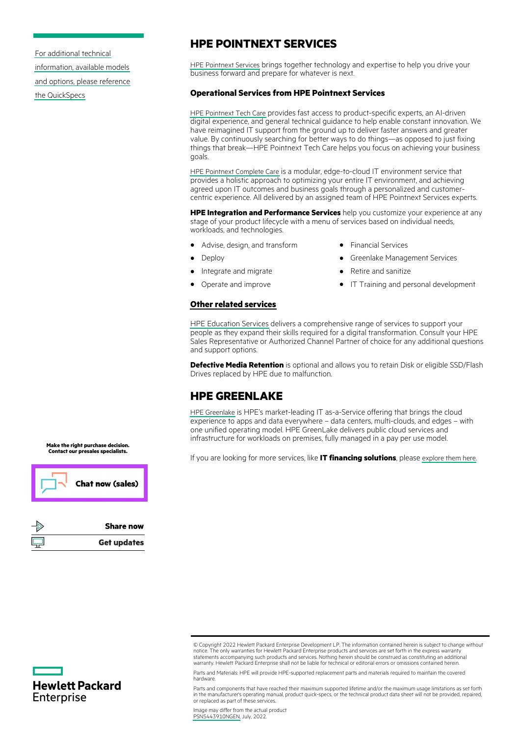For additional technical information, available models and options, please reference the QuickSpecs

# HPE POINTNEXT SERVICES

HPE Pointnext Services brings together technology and expertise to help you drive your business forward and prepare for whatever is next.

### Operational Services from HPE Pointnext Services

HPE Pointnext Tech Care provides fast access to product-specific experts, an AI-driven digital experience, and general technical guidance to help enable constant innovation. We have reimagined IT support from the ground up to deliver faster answers and greater value. By continuously searching for better ways to do things—as opposed to just fixing things that break—HPE Pointnext Tech Care helps you focus on achieving your business goals.

HPE Pointnext Complete Care is a modular, edge-to-cloud IT environment service that provides a holistic approach to optimizing your entire IT environment, and achieving agreed upon IT outcomes and business goals through a personalized and customer-centric experience. All delivered by an assigned team of HPE Pointnext Services experts.

**HPE Integration and Performance Services** help you customize your experience at any stage of your product lifecycle with a menu of services based on individual needs, workloads, and technologies.

- Advise, design, and transform
- Deploy
- Integrate and migrate
- Operate and improve
- Financial Services
- Greenlake Management Services
- Retire and sanitize
- IT Training and personal development

### Other related services

HPE Education Services delivers a comprehensive range of services to support your people as they expand their skills required for a digital transformation. Consult your HPE Sales Representative or Authorized Channel Partner of choice for any additional questions and support options.

**Defective Media Retention** is optional and allows you to retain Disk or eligible SSD/Flash Drives replaced by HPE due to malfunction.

# HPE GREENLAKE

HPE Greenlake is HPE's market-leading IT as-a-Service offering that brings the cloud experience to apps and data everywhere – data centers, multi-clouds, and edges – with one unified operating model. HPE GreenLake delivers public cloud services and infrastructure for workloads on premises, fully managed in a pay per use model.

If you are looking for more services, like **IT financing solutions**, please explore them here.

**Make the right purchase decision. Contact our presales specialists.**

**Chat now (sales)**

**Share now**

**Get updates**

**Hewlett Packard Enterprise**

© Copyright 2022 Hewlett Packard Enterprise Development LP. The information contained herein is subject to change without notice. The only warranties for Hewlett Packard Enterprise products and services are set forth in the express warranty statements accompanying such products and services. Nothing herein should be construed as constituting an additional warranty. Hewlett Packard Enterprise shall not be liable for technical or editorial errors or omissions contained herein.

Parts and Materials: HPE will provide HPE-supported replacement parts and materials required to maintain the covered hardware.

Parts and components that have reached their maximum supported lifetime and/or the maximum usage limitations as set forth in the manufacturer's operating manual, product quick-specs, or the technical product data sheet will not be provided, repaired, or replaced as part of these services.

Image may differ from the actual product

PSN5443910NGEN, July, 2022.